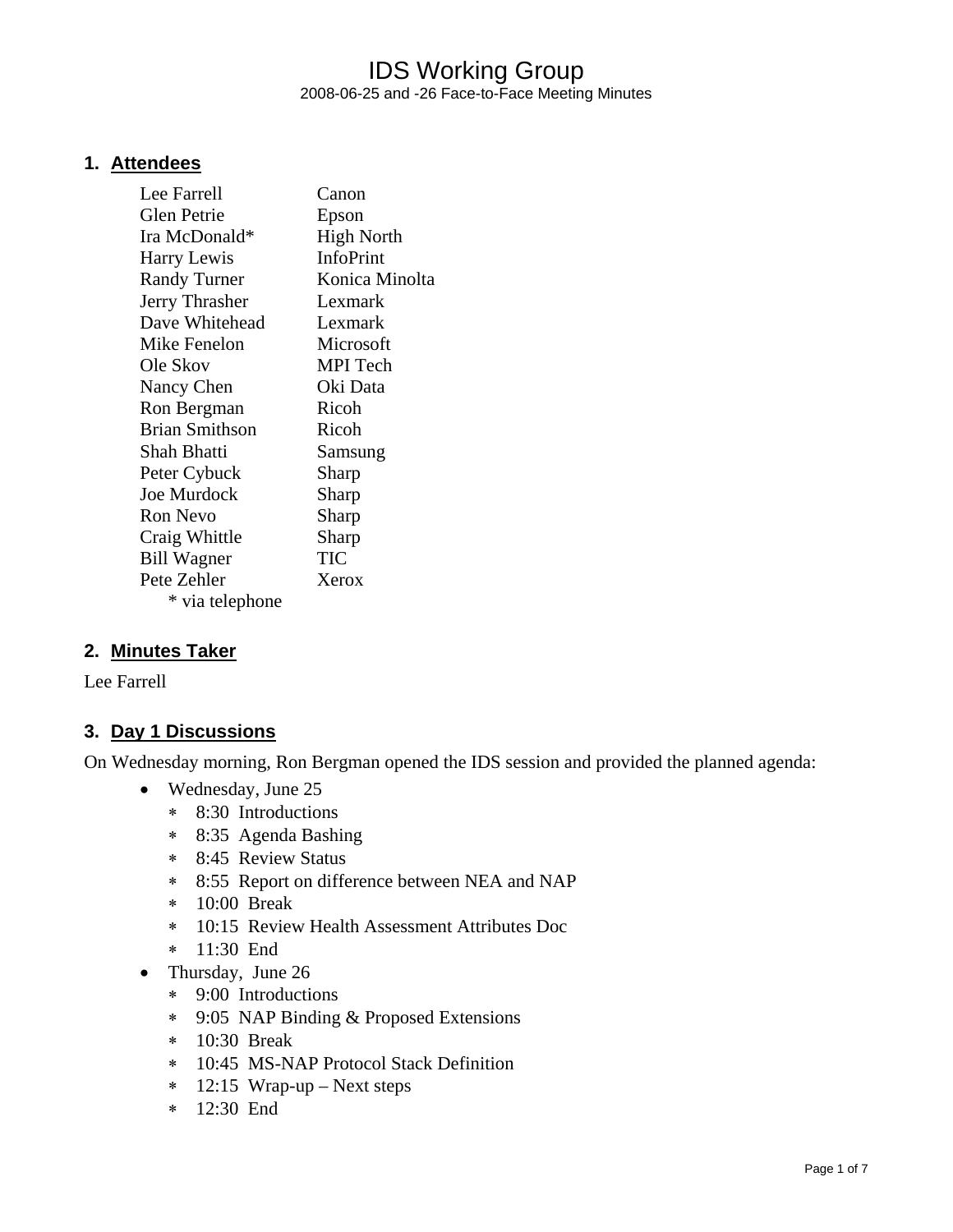# IDS Working Group

2008-06-25 and -26 Face-to-Face Meeting Minutes

## 1. Attendees

| | |
|---|---|
| Lee Farrell | Canon |
| Glen Petrie | Epson |
| Ira McDonald* | High North |
| Harry Lewis | InfoPrint |
| Randy Turner | Konica Minolta |
| Jerry Thrasher | Lexmark |
| Dave Whitehead | Lexmark |
| Mike Fenelon | Microsoft |
| Ole Skov | MPI Tech |
| Nancy Chen | Oki Data |
| Ron Bergman | Ricoh |
| Brian Smithson | Ricoh |
| Shah Bhatti | Samsung |
| Peter Cybuck | Sharp |
| Joe Murdock | Sharp |
| Ron Nevo | Sharp |
| Craig Whittle | Sharp |
| Bill Wagner | TIC |
| Pete Zehler | Xerox |

\* via telephone

## 2. Minutes Taker

Lee Farrell

## 3. Day 1 Discussions

On Wednesday morning, Ron Bergman opened the IDS session and provided the planned agenda:

- Wednesday, June 25
  - 8:30 Introductions
  - 8:35 Agenda Bashing
  - 8:45 Review Status
  - 8:55 Report on difference between NEA and NAP
  - 10:00 Break
  - 10:15 Review Health Assessment Attributes Doc
  - 11:30 End
- Thursday, June 26
  - 9:00 Introductions
  - 9:05 NAP Binding & Proposed Extensions
  - 10:30 Break
  - 10:45 MS-NAP Protocol Stack Definition
  - 12:15 Wrap-up – Next steps
  - 12:30 End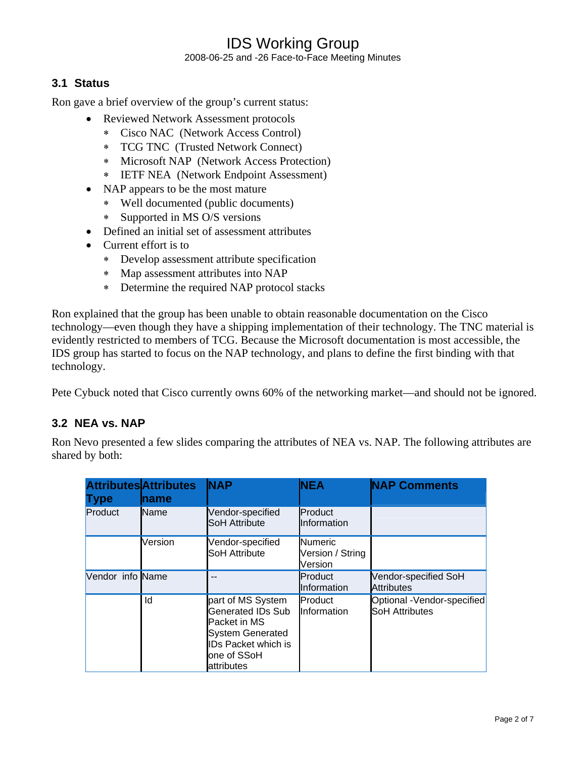### 3.1 Status

Ron gave a brief overview of the group's current status:

- Reviewed Network Assessment protocols
  - Cisco NAC (Network Access Control)
  - TCG TNC (Trusted Network Connect)
  - Microsoft NAP (Network Access Protection)
  - IETF NEA (Network Endpoint Assessment)
- NAP appears to be the most mature
  - Well documented (public documents)
  - Supported in MS O/S versions
- Defined an initial set of assessment attributes
- Current effort is to
  - Develop assessment attribute specification
  - Map assessment attributes into NAP
  - Determine the required NAP protocol stacks

Ron explained that the group has been unable to obtain reasonable documentation on the Cisco technology—even though they have a shipping implementation of their technology. The TNC material is evidently restricted to members of TCG. Because the Microsoft documentation is most accessible, the IDS group has started to focus on the NAP technology, and plans to define the first binding with that technology.

Pete Cybuck noted that Cisco currently owns 60% of the networking market—and should not be ignored.

### 3.2 NEA vs. NAP

Ron Nevo presented a few slides comparing the attributes of NEA vs. NAP. The following attributes are shared by both:

| Attributes Type | Attributes name | NAP | NEA | NAP Comments |
|---|---|---|---|---|
| Product | Name | Vendor-specified SoH Attribute | Product Information | |
| | Version | Vendor-specified SoH Attribute | Numeric Version / String Version | |
| Vendor info | Name | -- | Product Information | Vendor-specified SoH Attributes |
| | Id | part of MS System Generated IDs Sub Packet in MS System Generated IDs Packet which is one of SSoH attributes | Product Information | Optional -Vendor-specified SoH Attributes |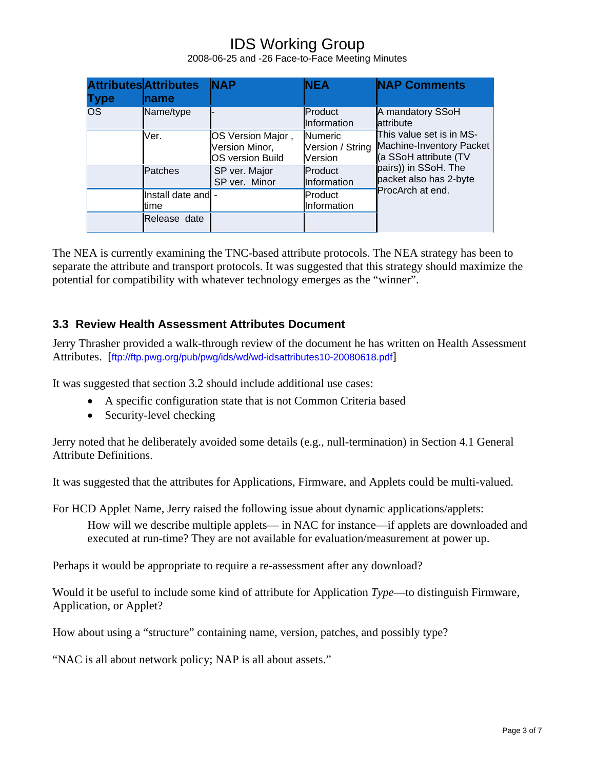| Attributes Type | Attributes name | NAP | NEA | NAP Comments |
|---|---|---|---|---|
| OS | Name/type | - | Product Information | A mandatory SSoH attribute<br>This value set is in MS-Machine-Inventory Packet (a SSoH attribute (TV pairs)) in SSoH. The packet also has 2-byte ProcArch at end. |
| | Ver. | OS Version Major , Version Minor, OS version Build | Numeric Version / String Version | |
| | Patches | SP ver. Major<br>SP ver. Minor | Product Information | |
| | Install date and time | - | Product Information | |
| | Release date | | | |

The NEA is currently examining the TNC-based attribute protocols. The NEA strategy has been to separate the attribute and transport protocols. It was suggested that this strategy should maximize the potential for compatibility with whatever technology emerges as the "winner".

## 3.3 Review Health Assessment Attributes Document

Jerry Thrasher provided a walk-through review of the document he has written on Health Assessment Attributes. [ftp://ftp.pwg.org/pub/pwg/ids/wd/wd-idsattributes10-20080618.pdf]

It was suggested that section 3.2 should include additional use cases:

- A specific configuration state that is not Common Criteria based
- Security-level checking

Jerry noted that he deliberately avoided some details (e.g., null-termination) in Section 4.1 General Attribute Definitions.

It was suggested that the attributes for Applications, Firmware, and Applets could be multi-valued.

For HCD Applet Name, Jerry raised the following issue about dynamic applications/applets:

> How will we describe multiple applets— in NAC for instance—if applets are downloaded and executed at run-time? They are not available for evaluation/measurement at power up.

Perhaps it would be appropriate to require a re-assessment after any download?

Would it be useful to include some kind of attribute for Application *Type*—to distinguish Firmware, Application, or Applet?

How about using a "structure" containing name, version, patches, and possibly type?

"NAC is all about network policy; NAP is all about assets."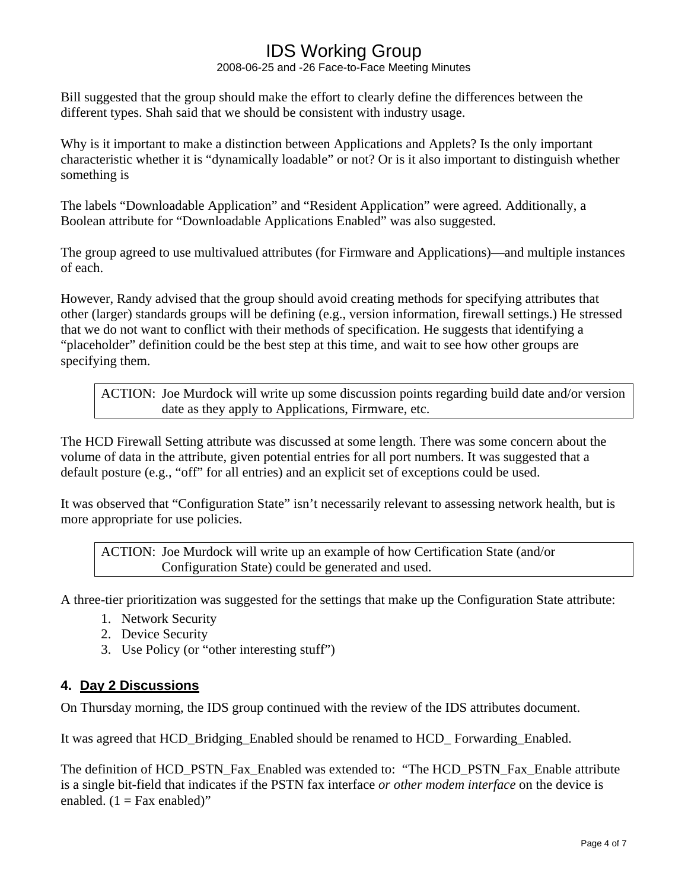Bill suggested that the group should make the effort to clearly define the differences between the different types. Shah said that we should be consistent with industry usage.

Why is it important to make a distinction between Applications and Applets? Is the only important characteristic whether it is “dynamically loadable” or not? Or is it also important to distinguish whether something is

The labels “Downloadable Application” and “Resident Application” were agreed. Additionally, a Boolean attribute for “Downloadable Applications Enabled” was also suggested.

The group agreed to use multivalued attributes (for Firmware and Applications)—and multiple instances of each.

However, Randy advised that the group should avoid creating methods for specifying attributes that other (larger) standards groups will be defining (e.g., version information, firewall settings.) He stressed that we do not want to conflict with their methods of specification. He suggests that identifying a “placeholder” definition could be the best step at this time, and wait to see how other groups are specifying them.

> ACTION: Joe Murdock will write up some discussion points regarding build date and/or version date as they apply to Applications, Firmware, etc.

The HCD Firewall Setting attribute was discussed at some length. There was some concern about the volume of data in the attribute, given potential entries for all port numbers. It was suggested that a default posture (e.g., “off” for all entries) and an explicit set of exceptions could be used.

It was observed that “Configuration State” isn’t necessarily relevant to assessing network health, but is more appropriate for use policies.

> ACTION: Joe Murdock will write up an example of how Certification State (and/or Configuration State) could be generated and used.

A three-tier prioritization was suggested for the settings that make up the Configuration State attribute:

1. Network Security
2. Device Security
3. Use Policy (or “other interesting stuff”)

## 4. Day 2 Discussions

On Thursday morning, the IDS group continued with the review of the IDS attributes document.

It was agreed that HCD_Bridging_Enabled should be renamed to HCD_ Forwarding_Enabled.

The definition of HCD_PSTN_Fax_Enabled was extended to: “The HCD_PSTN_Fax_Enable attribute is a single bit-field that indicates if the PSTN fax interface *or other modem interface* on the device is enabled. (1 = Fax enabled)”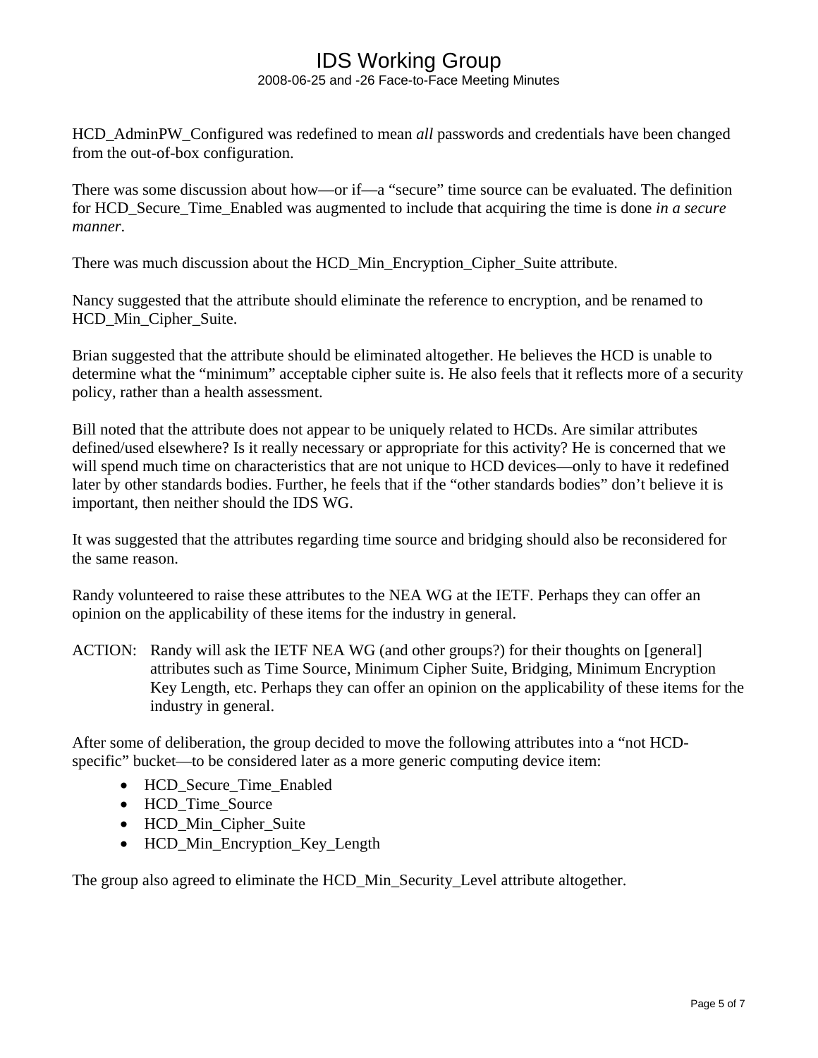HCD_AdminPW_Configured was redefined to mean *all* passwords and credentials have been changed from the out-of-box configuration.

There was some discussion about how—or if—a "secure" time source can be evaluated. The definition for HCD_Secure_Time_Enabled was augmented to include that acquiring the time is done *in a secure manner*.

There was much discussion about the HCD_Min_Encryption_Cipher_Suite attribute.

Nancy suggested that the attribute should eliminate the reference to encryption, and be renamed to HCD_Min_Cipher_Suite.

Brian suggested that the attribute should be eliminated altogether. He believes the HCD is unable to determine what the "minimum" acceptable cipher suite is. He also feels that it reflects more of a security policy, rather than a health assessment.

Bill noted that the attribute does not appear to be uniquely related to HCDs. Are similar attributes defined/used elsewhere? Is it really necessary or appropriate for this activity? He is concerned that we will spend much time on characteristics that are not unique to HCD devices—only to have it redefined later by other standards bodies. Further, he feels that if the "other standards bodies" don't believe it is important, then neither should the IDS WG.

It was suggested that the attributes regarding time source and bridging should also be reconsidered for the same reason.

Randy volunteered to raise these attributes to the NEA WG at the IETF. Perhaps they can offer an opinion on the applicability of these items for the industry in general.

ACTION: Randy will ask the IETF NEA WG (and other groups?) for their thoughts on [general] attributes such as Time Source, Minimum Cipher Suite, Bridging, Minimum Encryption Key Length, etc. Perhaps they can offer an opinion on the applicability of these items for the industry in general.

After some of deliberation, the group decided to move the following attributes into a "not HCD-specific" bucket—to be considered later as a more generic computing device item:

- HCD_Secure_Time_Enabled
- HCD_Time_Source
- HCD_Min_Cipher_Suite
- HCD_Min_Encryption_Key_Length

The group also agreed to eliminate the HCD_Min_Security_Level attribute altogether.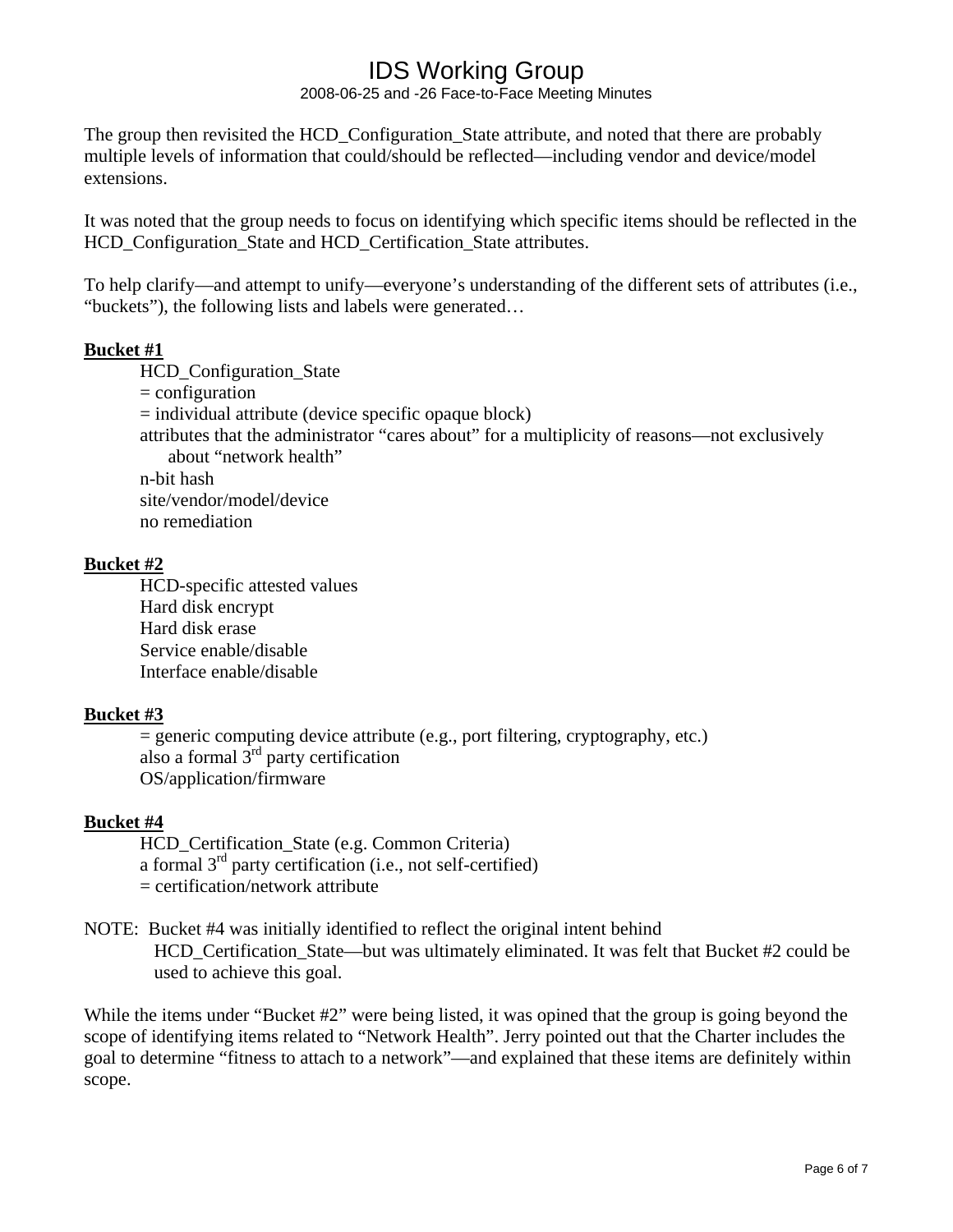The group then revisited the HCD_Configuration_State attribute, and noted that there are probably multiple levels of information that could/should be reflected—including vendor and device/model extensions.

It was noted that the group needs to focus on identifying which specific items should be reflected in the HCD_Configuration_State and HCD_Certification_State attributes.

To help clarify—and attempt to unify—everyone's understanding of the different sets of attributes (i.e., "buckets"), the following lists and labels were generated…

**Bucket #1**

HCD_Configuration_State
= configuration
= individual attribute (device specific opaque block)
attributes that the administrator "cares about" for a multiplicity of reasons—not exclusively about "network health"
n-bit hash
site/vendor/model/device
no remediation

**Bucket #2**

HCD-specific attested values
Hard disk encrypt
Hard disk erase
Service enable/disable
Interface enable/disable

**Bucket #3**

= generic computing device attribute (e.g., port filtering, cryptography, etc.)
also a formal 3rd party certification
OS/application/firmware

**Bucket #4**

HCD_Certification_State (e.g. Common Criteria)
a formal 3rd party certification (i.e., not self-certified)
= certification/network attribute

NOTE: Bucket #4 was initially identified to reflect the original intent behind HCD_Certification_State—but was ultimately eliminated. It was felt that Bucket #2 could be used to achieve this goal.

While the items under "Bucket #2" were being listed, it was opined that the group is going beyond the scope of identifying items related to "Network Health". Jerry pointed out that the Charter includes the goal to determine "fitness to attach to a network"—and explained that these items are definitely within scope.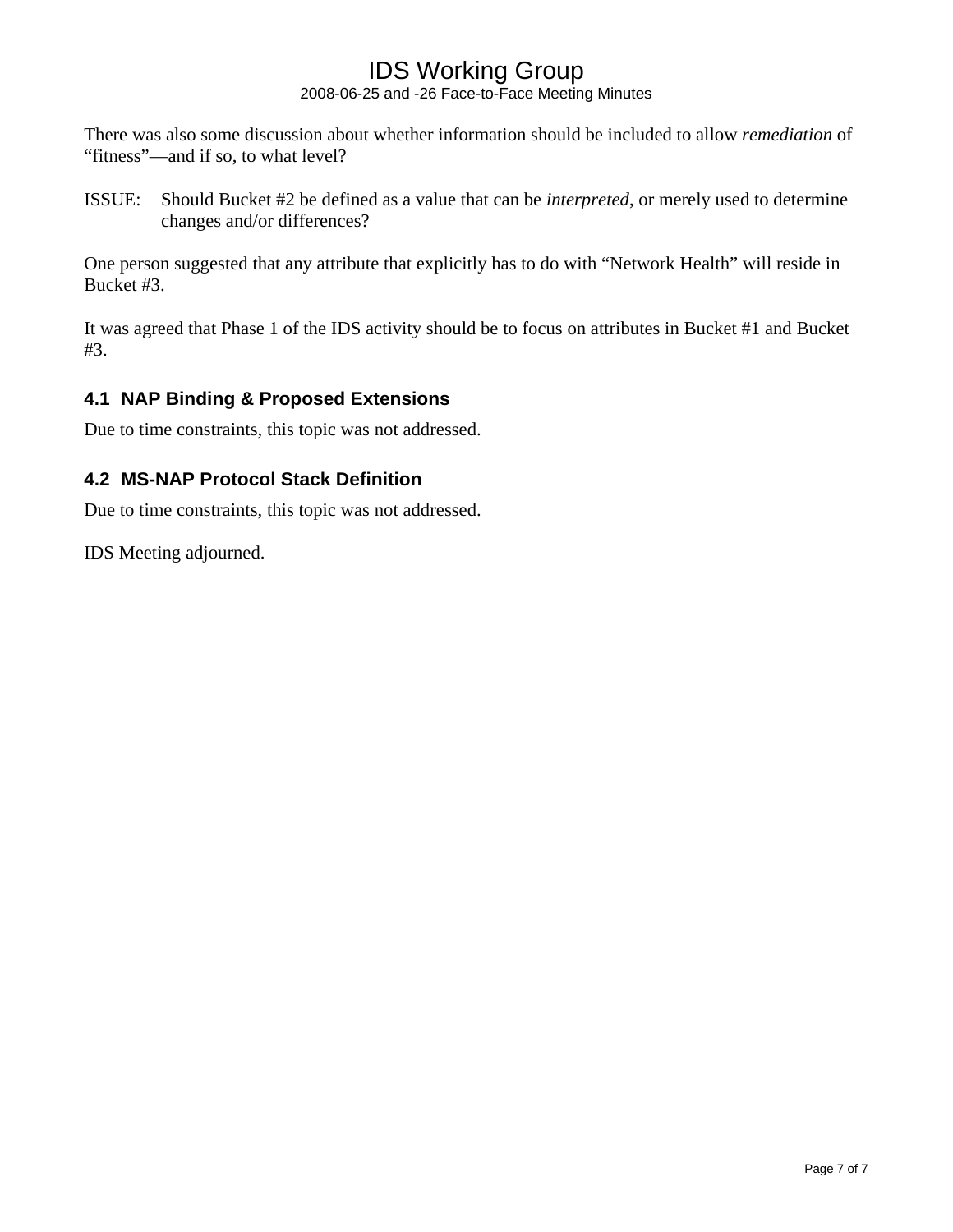There was also some discussion about whether information should be included to allow *remediation* of "fitness"—and if so, to what level?

ISSUE: Should Bucket #2 be defined as a value that can be *interpreted*, or merely used to determine changes and/or differences?

One person suggested that any attribute that explicitly has to do with "Network Health" will reside in Bucket #3.

It was agreed that Phase 1 of the IDS activity should be to focus on attributes in Bucket #1 and Bucket #3.

### 4.1 NAP Binding & Proposed Extensions

Due to time constraints, this topic was not addressed.

### 4.2 MS-NAP Protocol Stack Definition

Due to time constraints, this topic was not addressed.

IDS Meeting adjourned.